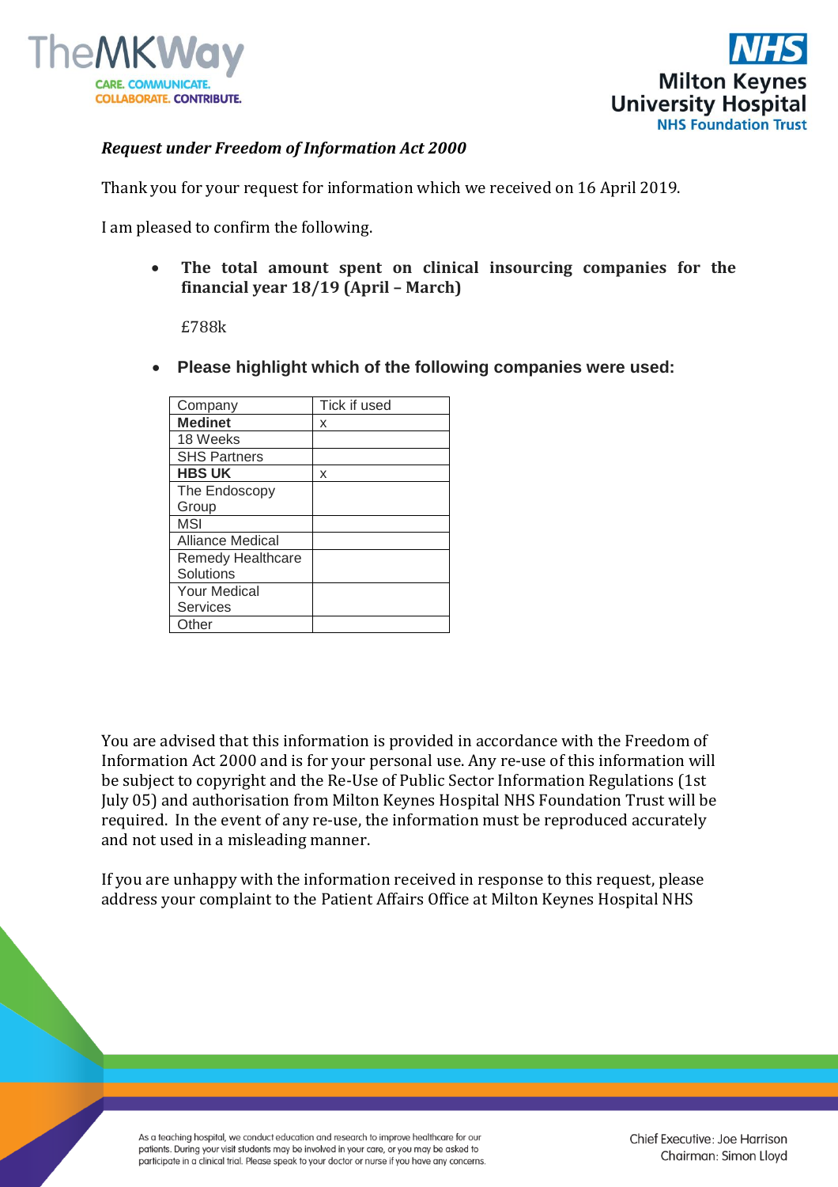*Request under Freedom of Information Act 2000*

Thank you for your request for information which we received on 16 April 2019.

I am pleased to confirm the following.

- **The total amount spent on clinical insourcing companies for the financial year 18/19 (April – March)**

  £788k

- **Please highlight which of the following companies were used:**

| Company | Tick if used |
|---|---|
| **Medinet** | x |
| 18 Weeks | |
| SHS Partners | |
| **HBS UK** | x |
| The Endoscopy Group | |
| MSI | |
| Alliance Medical | |
| Remedy Healthcare Solutions | |
| Your Medical Services | |
| Other | |

You are advised that this information is provided in accordance with the Freedom of Information Act 2000 and is for your personal use. Any re-use of this information will be subject to copyright and the Re-Use of Public Sector Information Regulations (1st July 05) and authorisation from Milton Keynes Hospital NHS Foundation Trust will be required. In the event of any re-use, the information must be reproduced accurately and not used in a misleading manner.

If you are unhappy with the information received in response to this request, please address your complaint to the Patient Affairs Office at Milton Keynes Hospital NHS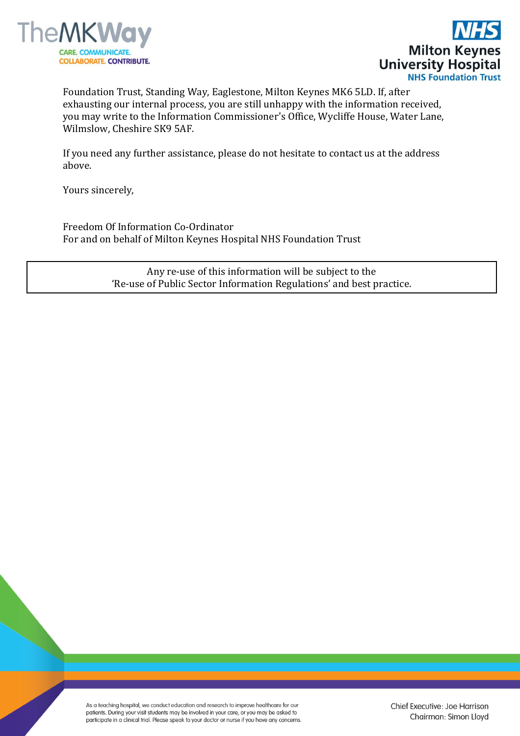Foundation Trust, Standing Way, Eaglestone, Milton Keynes MK6 5LD. If, after exhausting our internal process, you are still unhappy with the information received, you may write to the Information Commissioner's Office, Wycliffe House, Water Lane, Wilmslow, Cheshire SK9 5AF.

If you need any further assistance, please do not hesitate to contact us at the address above.

Yours sincerely,

Freedom Of Information Co-Ordinator
For and on behalf of Milton Keynes Hospital NHS Foundation Trust

Any re-use of this information will be subject to the
'Re-use of Public Sector Information Regulations' and best practice.